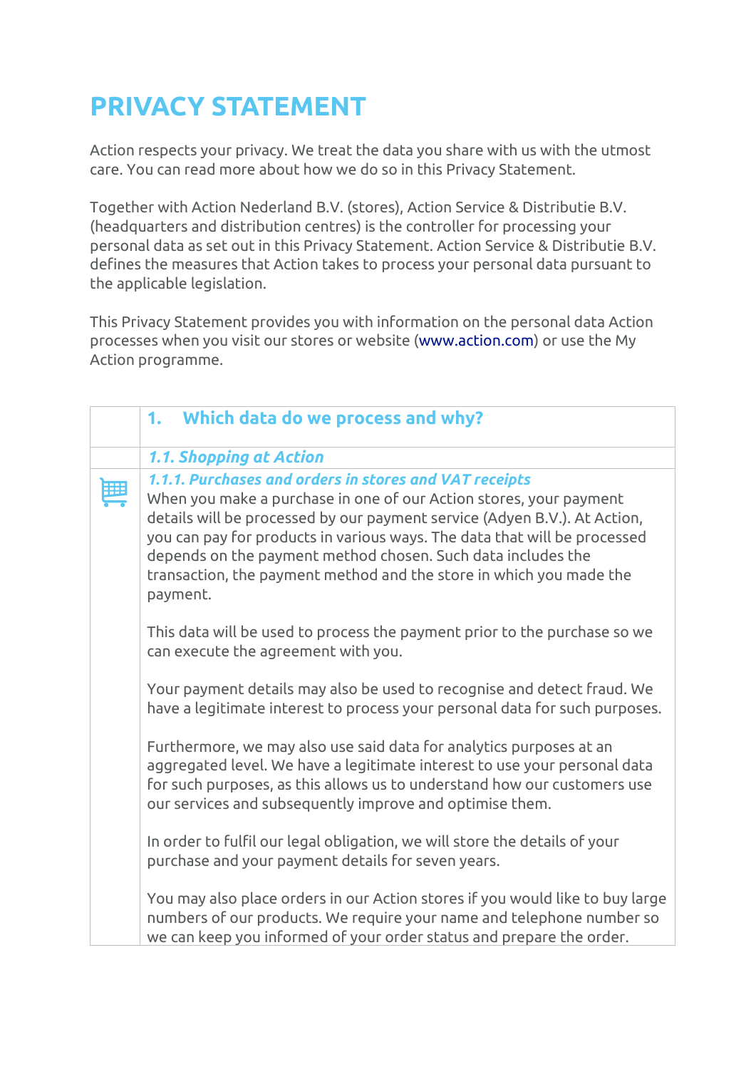# PRIVACY STATEMENT

Action respects your privacy. We treat the data you share with us with the utmost care. You can read more about how we do so in this Privacy Statement.

Together with Action Nederland B.V. (stores), Action Service & Distributie B.V. (headquarters and distribution centres) is the controller for processing your personal data as set out in this Privacy Statement. Action Service & Distributie B.V. defines the measures that Action takes to process your personal data pursuant to the applicable legislation.

This Privacy Statement provides you with information on the personal data Action processes when you visit our stores or website (www.action.com) or use the My Action programme.

## 1. Which data do we process and why?

### *1.1. Shopping at Action*

#### *1.1.1. Purchases and orders in stores and VAT receipts*

When you make a purchase in one of our Action stores, your payment details will be processed by our payment service (Adyen B.V.). At Action, you can pay for products in various ways. The data that will be processed depends on the payment method chosen. Such data includes the transaction, the payment method and the store in which you made the payment.

This data will be used to process the payment prior to the purchase so we can execute the agreement with you.

Your payment details may also be used to recognise and detect fraud. We have a legitimate interest to process your personal data for such purposes.

Furthermore, we may also use said data for analytics purposes at an aggregated level. We have a legitimate interest to use your personal data for such purposes, as this allows us to understand how our customers use our services and subsequently improve and optimise them.

In order to fulfil our legal obligation, we will store the details of your purchase and your payment details for seven years.

You may also place orders in our Action stores if you would like to buy large numbers of our products. We require your name and telephone number so we can keep you informed of your order status and prepare the order.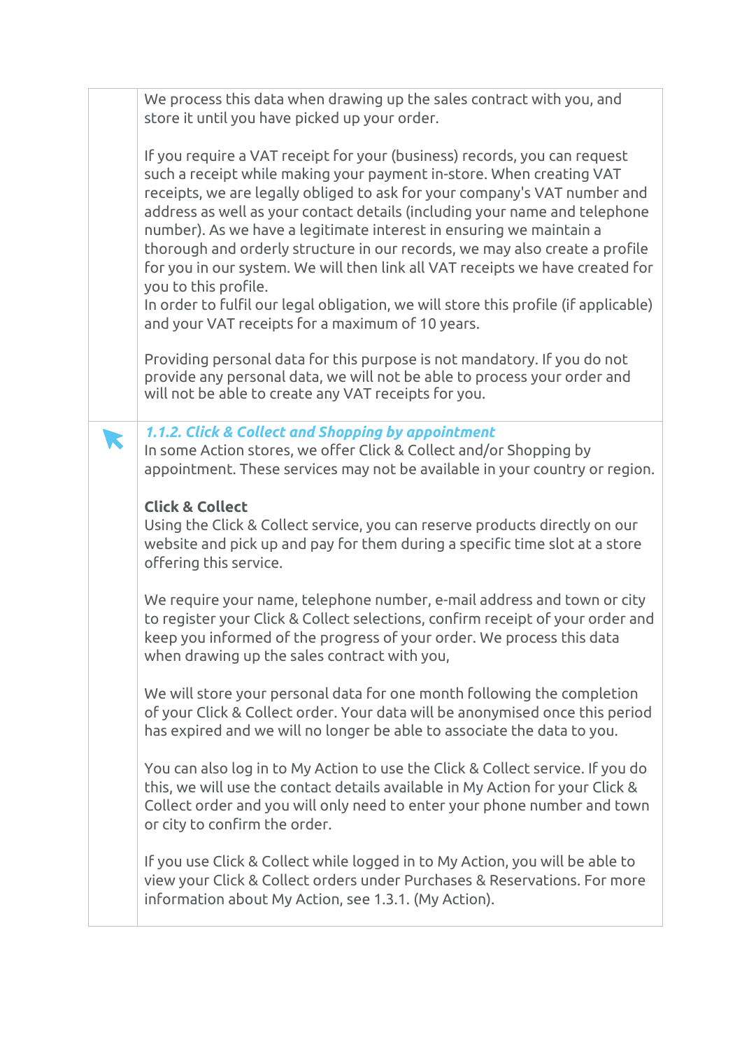We process this data when drawing up the sales contract with you, and store it until you have picked up your order.

If you require a VAT receipt for your (business) records, you can request such a receipt while making your payment in-store. When creating VAT receipts, we are legally obliged to ask for your company's VAT number and address as well as your contact details (including your name and telephone number). As we have a legitimate interest in ensuring we maintain a thorough and orderly structure in our records, we may also create a profile for you in our system. We will then link all VAT receipts we have created for you to this profile.
In order to fulfil our legal obligation, we will store this profile (if applicable) and your VAT receipts for a maximum of 10 years.

Providing personal data for this purpose is not mandatory. If you do not provide any personal data, we will not be able to process your order and will not be able to create any VAT receipts for you.

### *1.1.2. Click & Collect and Shopping by appointment*

In some Action stores, we offer Click & Collect and/or Shopping by appointment. These services may not be available in your country or region.

**Click & Collect**
Using the Click & Collect service, you can reserve products directly on our website and pick up and pay for them during a specific time slot at a store offering this service.

We require your name, telephone number, e-mail address and town or city to register your Click & Collect selections, confirm receipt of your order and keep you informed of the progress of your order. We process this data when drawing up the sales contract with you,

We will store your personal data for one month following the completion of your Click & Collect order. Your data will be anonymised once this period has expired and we will no longer be able to associate the data to you.

You can also log in to My Action to use the Click & Collect service. If you do this, we will use the contact details available in My Action for your Click & Collect order and you will only need to enter your phone number and town or city to confirm the order.

If you use Click & Collect while logged in to My Action, you will be able to view your Click & Collect orders under Purchases & Reservations. For more information about My Action, see 1.3.1. (My Action).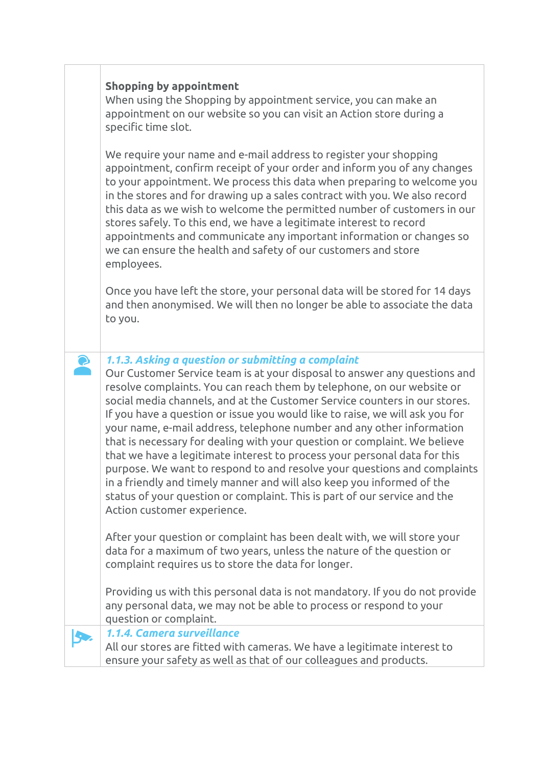**Shopping by appointment**
When using the Shopping by appointment service, you can make an appointment on our website so you can visit an Action store during a specific time slot.

We require your name and e-mail address to register your shopping appointment, confirm receipt of your order and inform you of any changes to your appointment. We process this data when preparing to welcome you in the stores and for drawing up a sales contract with you. We also record this data as we wish to welcome the permitted number of customers in our stores safely. To this end, we have a legitimate interest to record appointments and communicate any important information or changes so we can ensure the health and safety of our customers and store employees.

Once you have left the store, your personal data will be stored for 14 days and then anonymised. We will then no longer be able to associate the data to you.

### *1.1.3. Asking a question or submitting a complaint*

Our Customer Service team is at your disposal to answer any questions and resolve complaints. You can reach them by telephone, on our website or social media channels, and at the Customer Service counters in our stores. If you have a question or issue you would like to raise, we will ask you for your name, e-mail address, telephone number and any other information that is necessary for dealing with your question or complaint. We believe that we have a legitimate interest to process your personal data for this purpose. We want to respond to and resolve your questions and complaints in a friendly and timely manner and will also keep you informed of the status of your question or complaint. This is part of our service and the Action customer experience.

After your question or complaint has been dealt with, we will store your data for a maximum of two years, unless the nature of the question or complaint requires us to store the data for longer.

Providing us with this personal data is not mandatory. If you do not provide any personal data, we may not be able to process or respond to your question or complaint.

### *1.1.4. Camera surveillance*

All our stores are fitted with cameras. We have a legitimate interest to ensure your safety as well as that of our colleagues and products.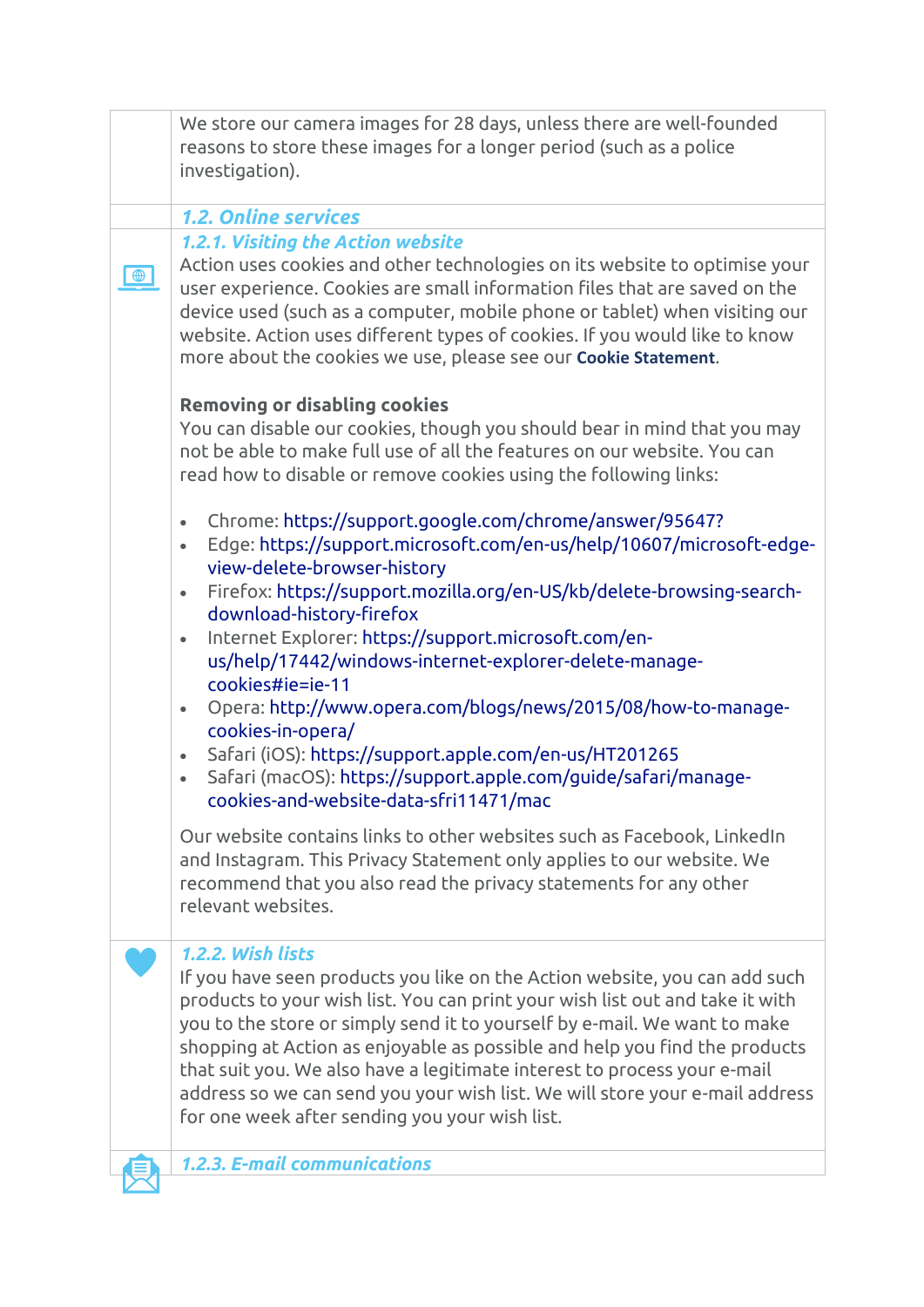We store our camera images for 28 days, unless there are well-founded reasons to store these images for a longer period (such as a police investigation).

## *1.2. Online services*

### *1.2.1. Visiting the Action website*

Action uses cookies and other technologies on its website to optimise your user experience. Cookies are small information files that are saved on the device used (such as a computer, mobile phone or tablet) when visiting our website. Action uses different types of cookies. If you would like to know more about the cookies we use, please see our **Cookie Statement**.

**Removing or disabling cookies**

You can disable our cookies, though you should bear in mind that you may not be able to make full use of all the features on our website. You can read how to disable or remove cookies using the following links:

- Chrome: https://support.google.com/chrome/answer/95647?
- Edge: https://support.microsoft.com/en-us/help/10607/microsoft-edge-view-delete-browser-history
- Firefox: https://support.mozilla.org/en-US/kb/delete-browsing-search-download-history-firefox
- Internet Explorer: https://support.microsoft.com/en-us/help/17442/windows-internet-explorer-delete-manage-cookies#ie=ie-11
- Opera: http://www.opera.com/blogs/news/2015/08/how-to-manage-cookies-in-opera/
- Safari (iOS): https://support.apple.com/en-us/HT201265
- Safari (macOS): https://support.apple.com/guide/safari/manage-cookies-and-website-data-sfri11471/mac

Our website contains links to other websites such as Facebook, LinkedIn and Instagram. This Privacy Statement only applies to our website. We recommend that you also read the privacy statements for any other relevant websites.

### *1.2.2. Wish lists*

If you have seen products you like on the Action website, you can add such products to your wish list. You can print your wish list out and take it with you to the store or simply send it to yourself by e-mail. We want to make shopping at Action as enjoyable as possible and help you find the products that suit you. We also have a legitimate interest to process your e-mail address so we can send you your wish list. We will store your e-mail address for one week after sending you your wish list.

### *1.2.3. E-mail communications*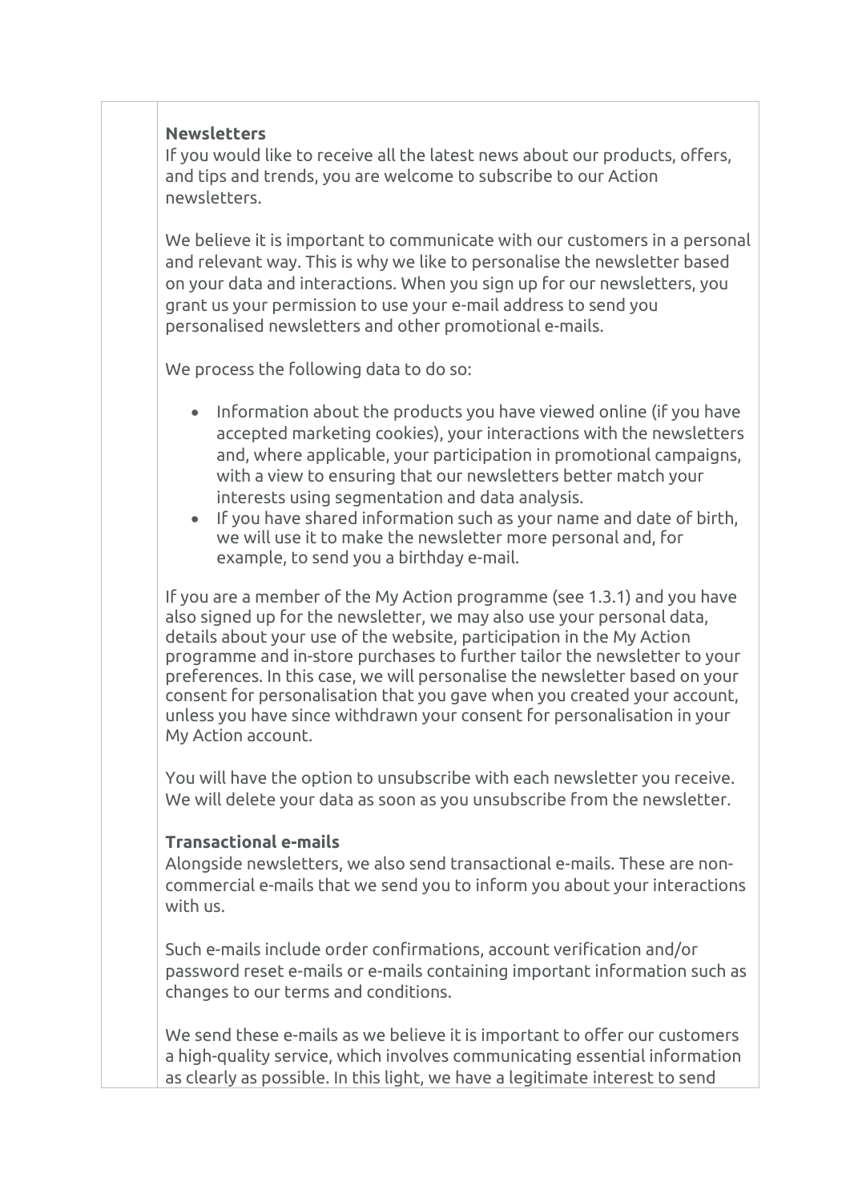**Newsletters**

If you would like to receive all the latest news about our products, offers, and tips and trends, you are welcome to subscribe to our Action newsletters.

We believe it is important to communicate with our customers in a personal and relevant way. This is why we like to personalise the newsletter based on your data and interactions. When you sign up for our newsletters, you grant us your permission to use your e-mail address to send you personalised newsletters and other promotional e-mails.

We process the following data to do so:

- Information about the products you have viewed online (if you have accepted marketing cookies), your interactions with the newsletters and, where applicable, your participation in promotional campaigns, with a view to ensuring that our newsletters better match your interests using segmentation and data analysis.
- If you have shared information such as your name and date of birth, we will use it to make the newsletter more personal and, for example, to send you a birthday e-mail.

If you are a member of the My Action programme (see 1.3.1) and you have also signed up for the newsletter, we may also use your personal data, details about your use of the website, participation in the My Action programme and in-store purchases to further tailor the newsletter to your preferences. In this case, we will personalise the newsletter based on your consent for personalisation that you gave when you created your account, unless you have since withdrawn your consent for personalisation in your My Action account.

You will have the option to unsubscribe with each newsletter you receive. We will delete your data as soon as you unsubscribe from the newsletter.

**Transactional e-mails**

Alongside newsletters, we also send transactional e-mails. These are non-commercial e-mails that we send you to inform you about your interactions with us.

Such e-mails include order confirmations, account verification and/or password reset e-mails or e-mails containing important information such as changes to our terms and conditions.

We send these e-mails as we believe it is important to offer our customers a high-quality service, which involves communicating essential information as clearly as possible. In this light, we have a legitimate interest to send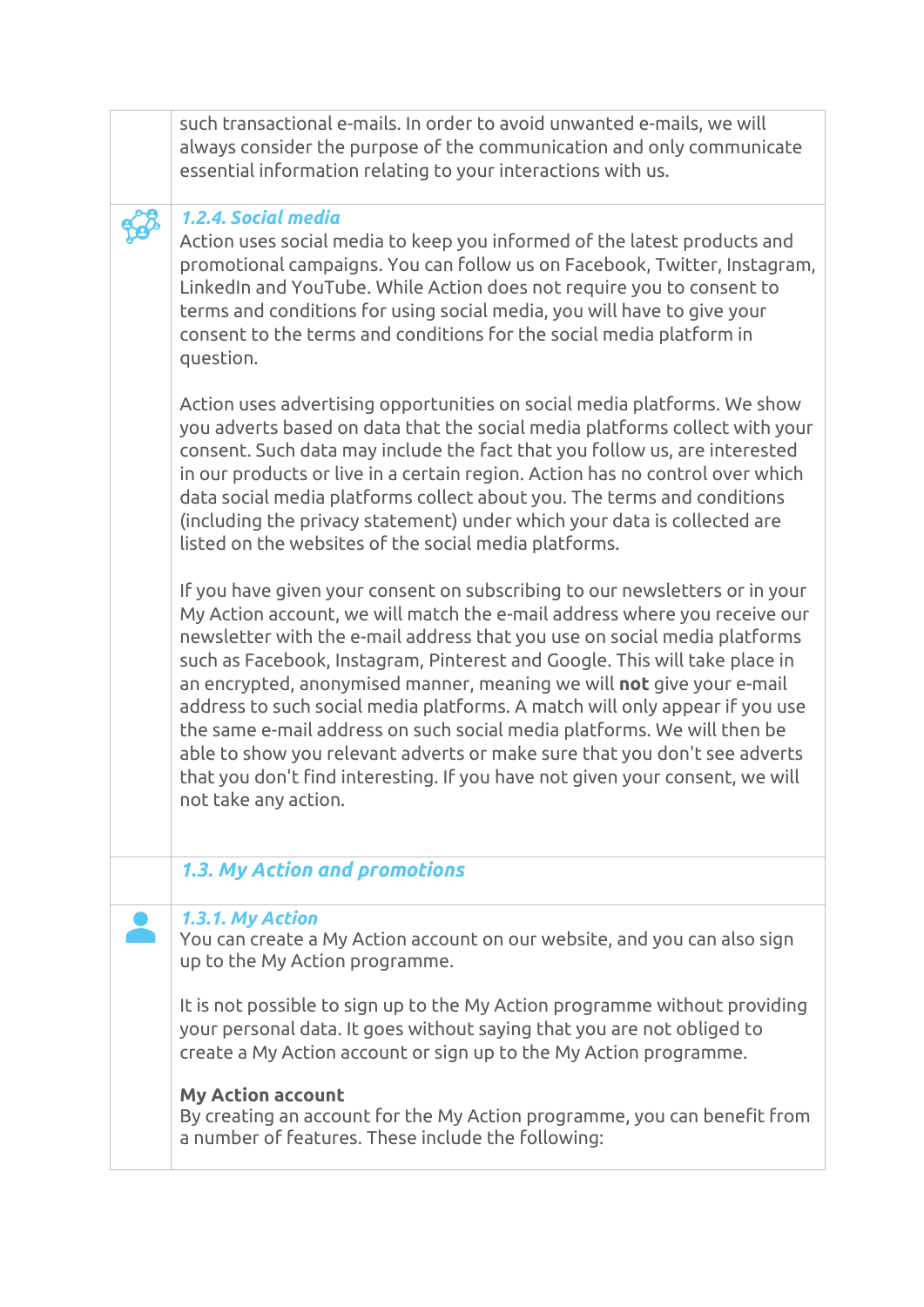such transactional e-mails. In order to avoid unwanted e-mails, we will always consider the purpose of the communication and only communicate essential information relating to your interactions with us.

#### *1.2.4. Social media*

Action uses social media to keep you informed of the latest products and promotional campaigns. You can follow us on Facebook, Twitter, Instagram, LinkedIn and YouTube. While Action does not require you to consent to terms and conditions for using social media, you will have to give your consent to the terms and conditions for the social media platform in question.

Action uses advertising opportunities on social media platforms. We show you adverts based on data that the social media platforms collect with your consent. Such data may include the fact that you follow us, are interested in our products or live in a certain region. Action has no control over which data social media platforms collect about you. The terms and conditions (including the privacy statement) under which your data is collected are listed on the websites of the social media platforms.

If you have given your consent on subscribing to our newsletters or in your My Action account, we will match the e-mail address where you receive our newsletter with the e-mail address that you use on social media platforms such as Facebook, Instagram, Pinterest and Google. This will take place in an encrypted, anonymised manner, meaning we will **not** give your e-mail address to such social media platforms. A match will only appear if you use the same e-mail address on such social media platforms. We will then be able to show you relevant adverts or make sure that you don't see adverts that you don't find interesting. If you have not given your consent, we will not take any action.

### *1.3. My Action and promotions*

#### *1.3.1. My Action*

You can create a My Action account on our website, and you can also sign up to the My Action programme.

It is not possible to sign up to the My Action programme without providing your personal data. It goes without saying that you are not obliged to create a My Action account or sign up to the My Action programme.

**My Action account**
By creating an account for the My Action programme, you can benefit from a number of features. These include the following: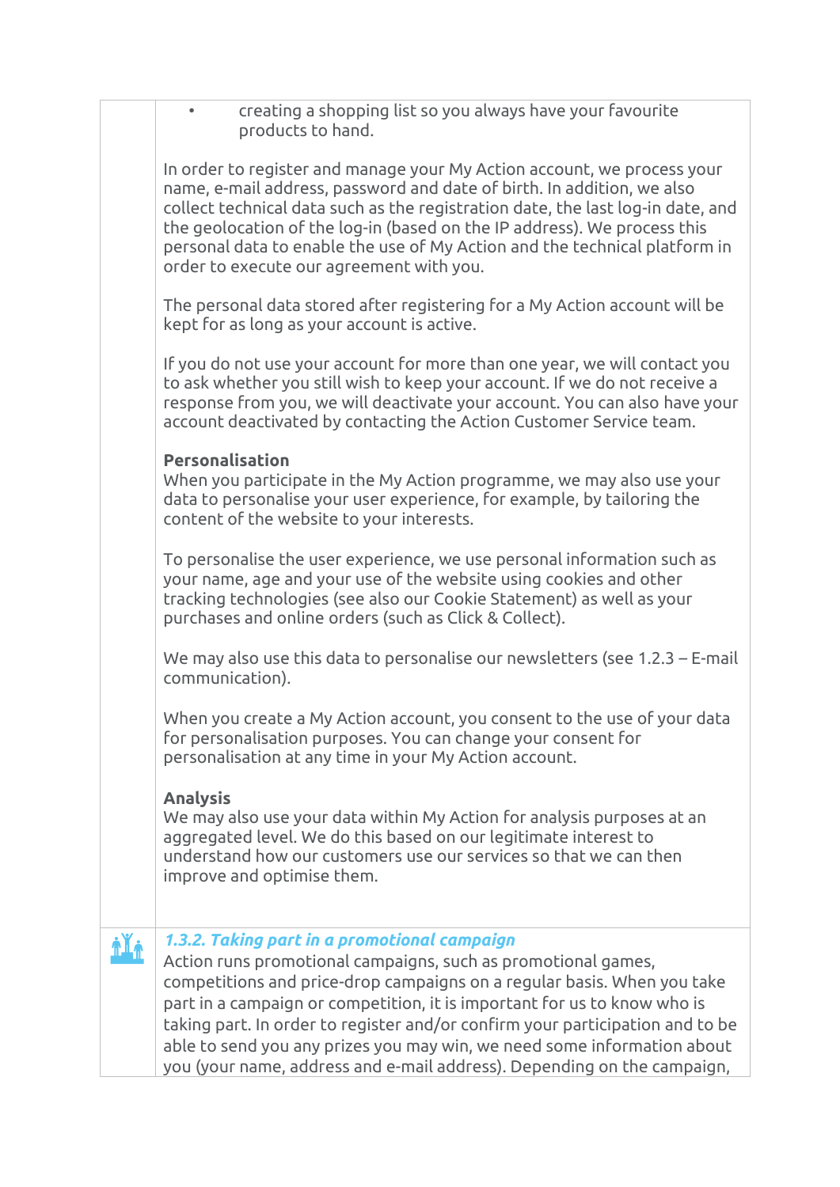- creating a shopping list so you always have your favourite products to hand.

In order to register and manage your My Action account, we process your name, e-mail address, password and date of birth. In addition, we also collect technical data such as the registration date, the last log-in date, and the geolocation of the log-in (based on the IP address). We process this personal data to enable the use of My Action and the technical platform in order to execute our agreement with you.

The personal data stored after registering for a My Action account will be kept for as long as your account is active.

If you do not use your account for more than one year, we will contact you to ask whether you still wish to keep your account. If we do not receive a response from you, we will deactivate your account. You can also have your account deactivated by contacting the Action Customer Service team.

**Personalisation**
When you participate in the My Action programme, we may also use your data to personalise your user experience, for example, by tailoring the content of the website to your interests.

To personalise the user experience, we use personal information such as your name, age and your use of the website using cookies and other tracking technologies (see also our Cookie Statement) as well as your purchases and online orders (such as Click & Collect).

We may also use this data to personalise our newsletters (see 1.2.3 – E-mail communication).

When you create a My Action account, you consent to the use of your data for personalisation purposes. You can change your consent for personalisation at any time in your My Action account.

**Analysis**
We may also use your data within My Action for analysis purposes at an aggregated level. We do this based on our legitimate interest to understand how our customers use our services so that we can then improve and optimise them.

### *1.3.2. Taking part in a promotional campaign*

Action runs promotional campaigns, such as promotional games, competitions and price-drop campaigns on a regular basis. When you take part in a campaign or competition, it is important for us to know who is taking part. In order to register and/or confirm your participation and to be able to send you any prizes you may win, we need some information about you (your name, address and e-mail address). Depending on the campaign,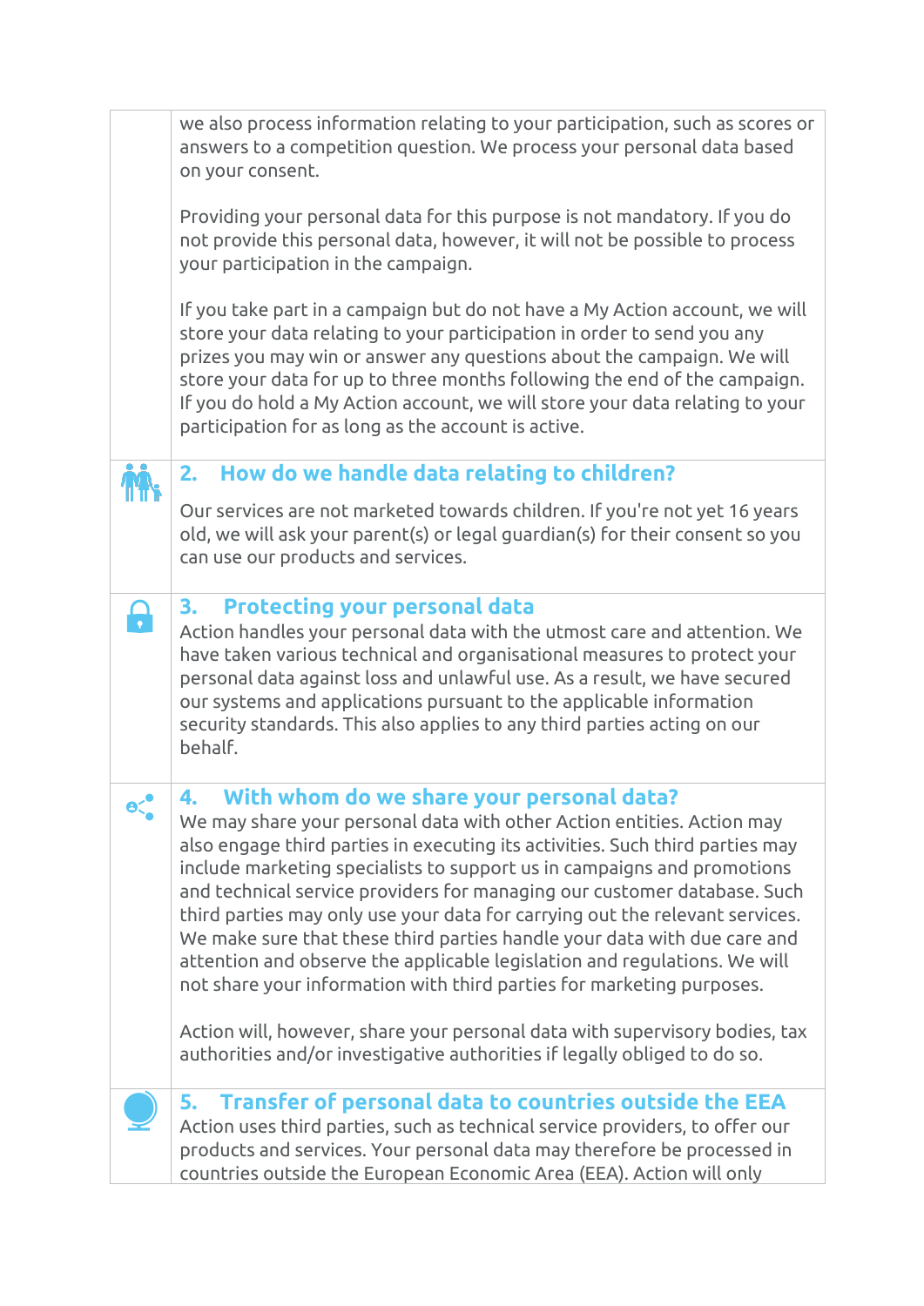we also process information relating to your participation, such as scores or answers to a competition question. We process your personal data based on your consent.

Providing your personal data for this purpose is not mandatory. If you do not provide this personal data, however, it will not be possible to process your participation in the campaign.

If you take part in a campaign but do not have a My Action account, we will store your data relating to your participation in order to send you any prizes you may win or answer any questions about the campaign. We will store your data for up to three months following the end of the campaign. If you do hold a My Action account, we will store your data relating to your participation for as long as the account is active.

## 2. How do we handle data relating to children?

Our services are not marketed towards children. If you're not yet 16 years old, we will ask your parent(s) or legal guardian(s) for their consent so you can use our products and services.

## 3. Protecting your personal data

Action handles your personal data with the utmost care and attention. We have taken various technical and organisational measures to protect your personal data against loss and unlawful use. As a result, we have secured our systems and applications pursuant to the applicable information security standards. This also applies to any third parties acting on our behalf.

## 4. With whom do we share your personal data?

We may share your personal data with other Action entities. Action may also engage third parties in executing its activities. Such third parties may include marketing specialists to support us in campaigns and promotions and technical service providers for managing our customer database. Such third parties may only use your data for carrying out the relevant services. We make sure that these third parties handle your data with due care and attention and observe the applicable legislation and regulations. We will not share your information with third parties for marketing purposes.

Action will, however, share your personal data with supervisory bodies, tax authorities and/or investigative authorities if legally obliged to do so.

## 5. Transfer of personal data to countries outside the EEA

Action uses third parties, such as technical service providers, to offer our products and services. Your personal data may therefore be processed in countries outside the European Economic Area (EEA). Action will only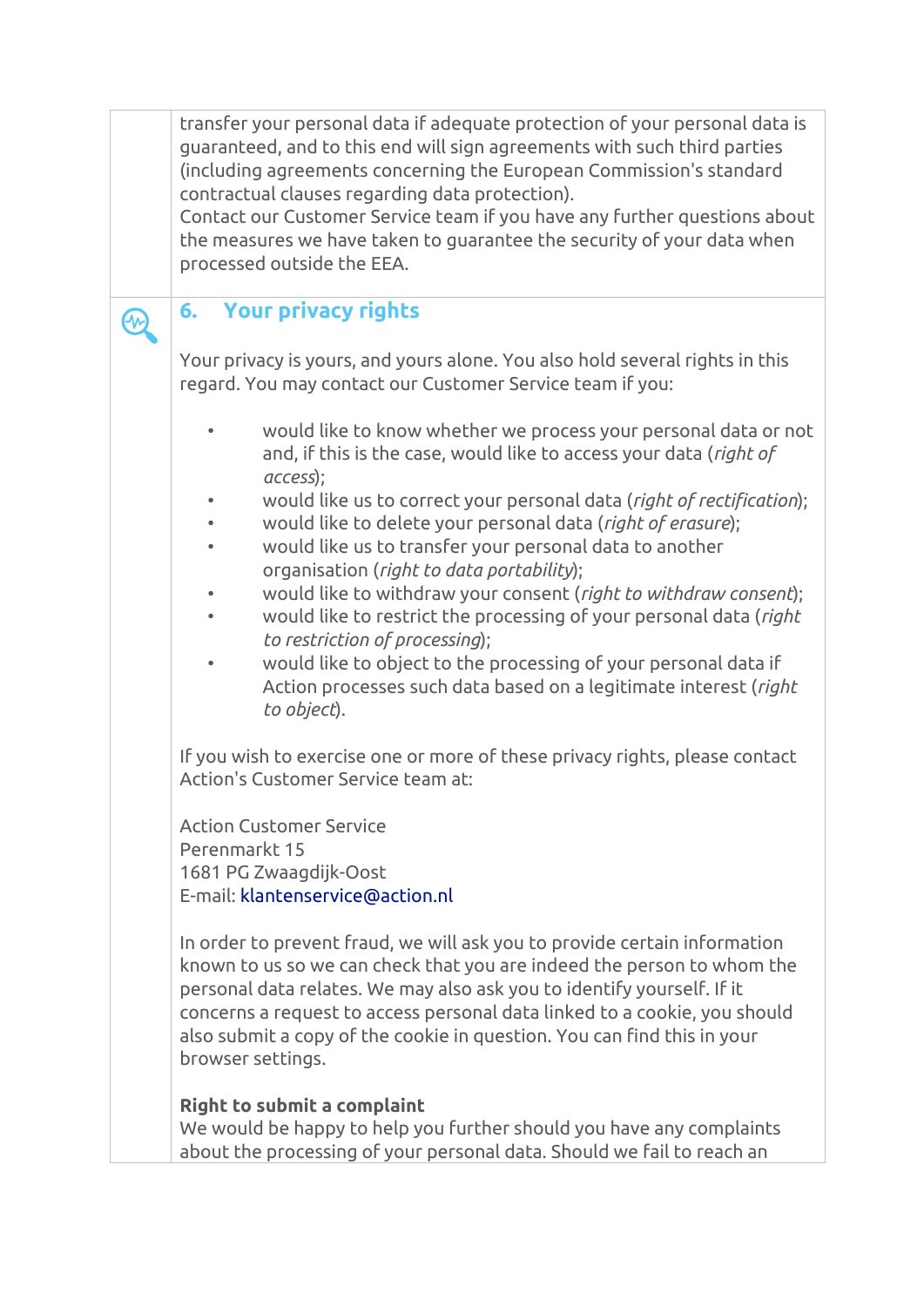transfer your personal data if adequate protection of your personal data is guaranteed, and to this end will sign agreements with such third parties (including agreements concerning the European Commission's standard contractual clauses regarding data protection).
Contact our Customer Service team if you have any further questions about the measures we have taken to guarantee the security of your data when processed outside the EEA.

## 6. Your privacy rights

Your privacy is yours, and yours alone. You also hold several rights in this regard. You may contact our Customer Service team if you:

- would like to know whether we process your personal data or not and, if this is the case, would like to access your data (*right of access*);
- would like us to correct your personal data (*right of rectification*);
- would like to delete your personal data (*right of erasure*);
- would like us to transfer your personal data to another organisation (*right to data portability*);
- would like to withdraw your consent (*right to withdraw consent*);
- would like to restrict the processing of your personal data (*right to restriction of processing*);
- would like to object to the processing of your personal data if Action processes such data based on a legitimate interest (*right to object*).

If you wish to exercise one or more of these privacy rights, please contact Action's Customer Service team at:

Action Customer Service
Perenmarkt 15
1681 PG Zwaagdijk-Oost
E-mail: klantenservice@action.nl

In order to prevent fraud, we will ask you to provide certain information known to us so we can check that you are indeed the person to whom the personal data relates. We may also ask you to identify yourself. If it concerns a request to access personal data linked to a cookie, you should also submit a copy of the cookie in question. You can find this in your browser settings.

**Right to submit a complaint**
We would be happy to help you further should you have any complaints about the processing of your personal data. Should we fail to reach an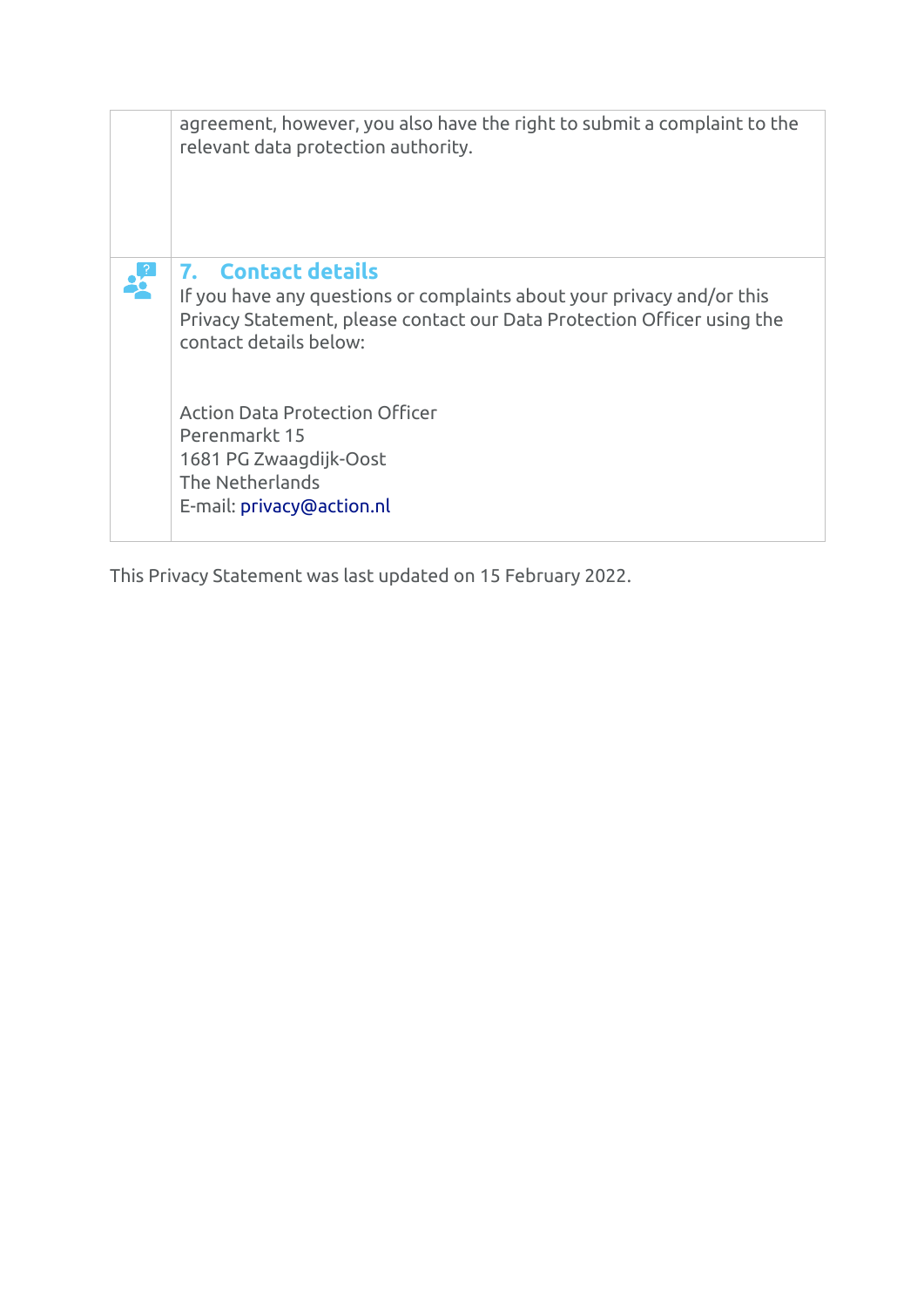agreement, however, you also have the right to submit a complaint to the relevant data protection authority.

## 7. Contact details

If you have any questions or complaints about your privacy and/or this Privacy Statement, please contact our Data Protection Officer using the contact details below:

Action Data Protection Officer
Perenmarkt 15
1681 PG Zwaagdijk-Oost
The Netherlands
E-mail: privacy@action.nl

This Privacy Statement was last updated on 15 February 2022.